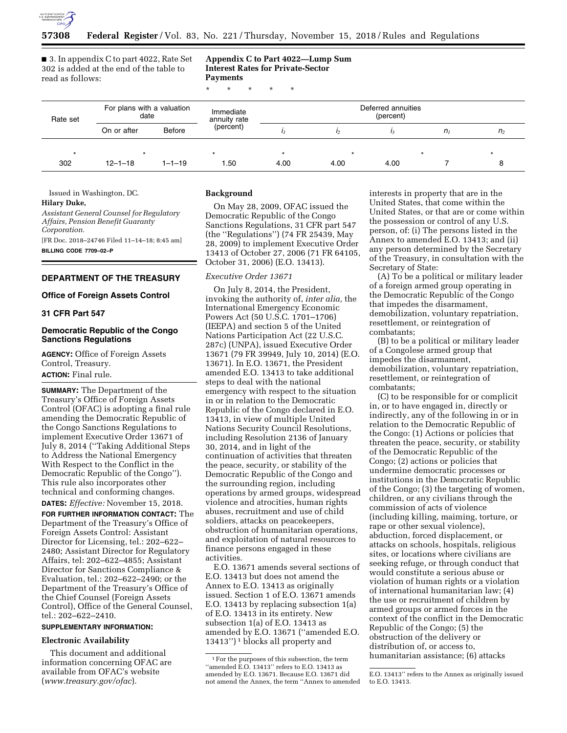■ 3. In appendix C to part 4022, Rate Set 302 is added at the end of the table to read as follows:

**Appendix C to Part 4022—Lump Sum Interest Rates for Private-Sector Payments**

\* \* \* \* \*

| Rate set | For plans with a valuation date | | Immediate annuity rate (percent) | Deferred annuities (percent) | | | | |
|---|---|---|---|---|---|---|---|---|
| | On or after | Before | | $i_1$ | $i_2$ | $i_3$ | $n_1$ | $n_2$ |
| * | * | | * | * | * | | * | * |
| 302 | 12–1–18 | 1–1–19 | 1.50 | 4.00 | 4.00 | 4.00 | 7 | 8 |

Issued in Washington, DC.

**Hilary Duke,**

*Assistant General Counsel for Regulatory Affairs, Pension Benefit Guaranty Corporation.*

[FR Doc. 2018–24746 Filed 11–14–18; 8:45 am]

**BILLING CODE 7709–02–P**

---

## DEPARTMENT OF THE TREASURY

### Office of Foreign Assets Control

### 31 CFR Part 547

### Democratic Republic of the Congo Sanctions Regulations

**AGENCY:** Office of Foreign Assets Control, Treasury.

**ACTION:** Final rule.

**SUMMARY:** The Department of the Treasury's Office of Foreign Assets Control (OFAC) is adopting a final rule amending the Democratic Republic of the Congo Sanctions Regulations to implement Executive Order 13671 of July 8, 2014 (''Taking Additional Steps to Address the National Emergency With Respect to the Conflict in the Democratic Republic of the Congo''). This rule also incorporates other technical and conforming changes.

**DATES:** *Effective:* November 15, 2018.

**FOR FURTHER INFORMATION CONTACT:** The Department of the Treasury's Office of Foreign Assets Control: Assistant Director for Licensing, tel.: 202–622–2480; Assistant Director for Regulatory Affairs, tel: 202–622–4855; Assistant Director for Sanctions Compliance & Evaluation, tel.: 202–622–2490; or the Department of the Treasury's Office of the Chief Counsel (Foreign Assets Control), Office of the General Counsel, tel.: 202–622–2410.

**SUPPLEMENTARY INFORMATION:**

**Electronic Availability**

This document and additional information concerning OFAC are available from OFAC's website (*www.treasury.gov/ofac*).

**Background**

On May 28, 2009, OFAC issued the Democratic Republic of the Congo Sanctions Regulations, 31 CFR part 547 (the ''Regulations'') (74 FR 25439, May 28, 2009) to implement Executive Order 13413 of October 27, 2006 (71 FR 64105, October 31, 2006) (E.O. 13413).

*Executive Order 13671*

On July 8, 2014, the President, invoking the authority of, *inter alia,* the International Emergency Economic Powers Act (50 U.S.C. 1701–1706) (IEEPA) and section 5 of the United Nations Participation Act (22 U.S.C. 287c) (UNPA), issued Executive Order 13671 (79 FR 39949, July 10, 2014) (E.O. 13671). In E.O. 13671, the President amended E.O. 13413 to take additional steps to deal with the national emergency with respect to the situation in or in relation to the Democratic Republic of the Congo declared in E.O. 13413, in view of multiple United Nations Security Council Resolutions, including Resolution 2136 of January 30, 2014, and in light of the continuation of activities that threaten the peace, security, or stability of the Democratic Republic of the Congo and the surrounding region, including operations by armed groups, widespread violence and atrocities, human rights abuses, recruitment and use of child soldiers, attacks on peacekeepers, obstruction of humanitarian operations, and exploitation of natural resources to finance persons engaged in these activities.

E.O. 13671 amends several sections of E.O. 13413 but does not amend the Annex to E.O. 13413 as originally issued. Section 1 of E.O. 13671 amends E.O. 13413 by replacing subsection 1(a) of E.O. 13413 in its entirety. New subsection 1(a) of E.O. 13413 as amended by E.O. 13671 (''amended E.O. 13413'')[1] blocks all property and interests in property that are in the United States, that come within the United States, or that are or come within the possession or control of any U.S. person, of: (i) The persons listed in the Annex to amended E.O. 13413; and (ii) any person determined by the Secretary of the Treasury, in consultation with the Secretary of State:

(A) To be a political or military leader of a foreign armed group operating in the Democratic Republic of the Congo that impedes the disarmament, demobilization, voluntary repatriation, resettlement, or reintegration of combatants;

(B) to be a political or military leader of a Congolese armed group that impedes the disarmament, demobilization, voluntary repatriation, resettlement, or reintegration of combatants;

(C) to be responsible for or complicit in, or to have engaged in, directly or indirectly, any of the following in or in relation to the Democratic Republic of the Congo: (1) Actions or policies that threaten the peace, security, or stability of the Democratic Republic of the Congo; (2) actions or policies that undermine democratic processes or institutions in the Democratic Republic of the Congo; (3) the targeting of women, children, or any civilians through the commission of acts of violence (including killing, maiming, torture, or rape or other sexual violence), abduction, forced displacement, or attacks on schools, hospitals, religious sites, or locations where civilians are seeking refuge, or through conduct that would constitute a serious abuse or violation of human rights or a violation of international humanitarian law; (4) the use or recruitment of children by armed groups or armed forces in the context of the conflict in the Democratic Republic of the Congo; (5) the obstruction of the delivery or distribution of, or access to, humanitarian assistance; (6) attacks

[1] For the purposes of this subsection, the term ''amended E.O. 13413'' refers to E.O. 13413 as amended by E.O. 13671. Because E.O. 13671 did not amend the Annex, the term ''Annex to amended E.O. 13413'' refers to the Annex as originally issued to E.O. 13413.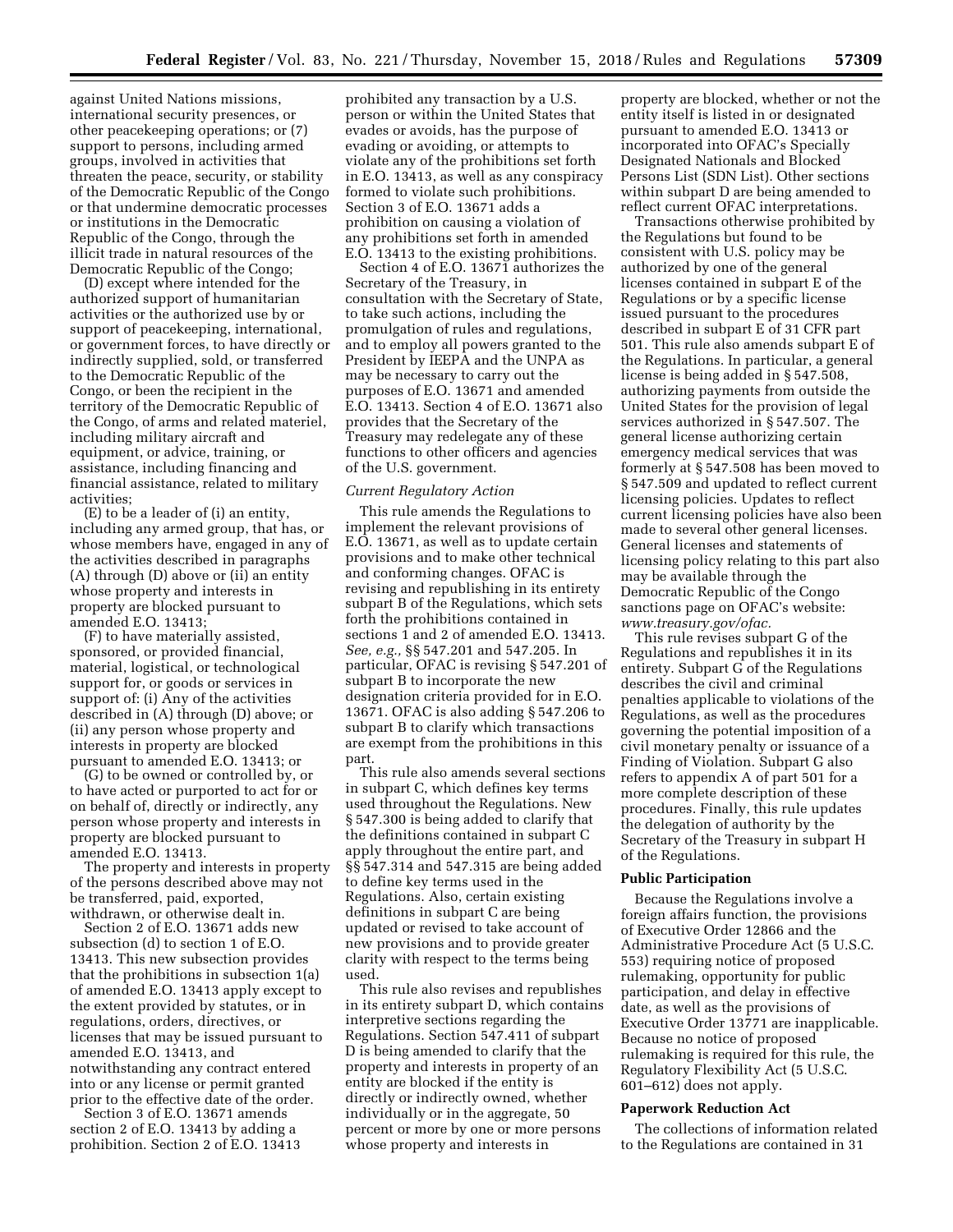against United Nations missions, international security presences, or other peacekeeping operations; or (7) support to persons, including armed groups, involved in activities that threaten the peace, security, or stability of the Democratic Republic of the Congo or that undermine democratic processes or institutions in the Democratic Republic of the Congo, through the illicit trade in natural resources of the Democratic Republic of the Congo;

(D) except where intended for the authorized support of humanitarian activities or the authorized use by or support of peacekeeping, international, or government forces, to have directly or indirectly supplied, sold, or transferred to the Democratic Republic of the Congo, or been the recipient in the territory of the Democratic Republic of the Congo, of arms and related materiel, including military aircraft and equipment, or advice, training, or assistance, including financing and financial assistance, related to military activities;

(E) to be a leader of (i) an entity, including any armed group, that has, or whose members have, engaged in any of the activities described in paragraphs (A) through (D) above or (ii) an entity whose property and interests in property are blocked pursuant to amended E.O. 13413;

(F) to have materially assisted, sponsored, or provided financial, material, logistical, or technological support for, or goods or services in support of: (i) Any of the activities described in (A) through (D) above; or (ii) any person whose property and interests in property are blocked pursuant to amended E.O. 13413; or

(G) to be owned or controlled by, or to have acted or purported to act for or on behalf of, directly or indirectly, any person whose property and interests in property are blocked pursuant to amended E.O. 13413.

The property and interests in property of the persons described above may not be transferred, paid, exported, withdrawn, or otherwise dealt in.

Section 2 of E.O. 13671 adds new subsection (d) to section 1 of E.O. 13413. This new subsection provides that the prohibitions in subsection 1(a) of amended E.O. 13413 apply except to the extent provided by statutes, or in regulations, orders, directives, or licenses that may be issued pursuant to amended E.O. 13413, and notwithstanding any contract entered into or any license or permit granted prior to the effective date of the order.

Section 3 of E.O. 13671 amends section 2 of E.O. 13413 by adding a prohibition. Section 2 of E.O. 13413 prohibited any transaction by a U.S. person or within the United States that evades or avoids, has the purpose of evading or avoiding, or attempts to violate any of the prohibitions set forth in E.O. 13413, as well as any conspiracy formed to violate such prohibitions. Section 3 of E.O. 13671 adds a prohibition on causing a violation of any prohibitions set forth in amended E.O. 13413 to the existing prohibitions.

Section 4 of E.O. 13671 authorizes the Secretary of the Treasury, in consultation with the Secretary of State, to take such actions, including the promulgation of rules and regulations, and to employ all powers granted to the President by IEEPA and the UNPA as may be necessary to carry out the purposes of E.O. 13671 and amended E.O. 13413. Section 4 of E.O. 13671 also provides that the Secretary of the Treasury may redelegate any of these functions to other officers and agencies of the U.S. government.

*Current Regulatory Action*

This rule amends the Regulations to implement the relevant provisions of E.O. 13671, as well as to update certain provisions and to make other technical and conforming changes. OFAC is revising and republishing in its entirety subpart B of the Regulations, which sets forth the prohibitions contained in sections 1 and 2 of amended E.O. 13413. *See, e.g.,* §§ 547.201 and 547.205. In particular, OFAC is revising § 547.201 of subpart B to incorporate the new designation criteria provided for in E.O. 13671. OFAC is also adding § 547.206 to subpart B to clarify which transactions are exempt from the prohibitions in this part.

This rule also amends several sections in subpart C, which defines key terms used throughout the Regulations. New § 547.300 is being added to clarify that the definitions contained in subpart C apply throughout the entire part, and §§ 547.314 and 547.315 are being added to define key terms used in the Regulations. Also, certain existing definitions in subpart C are being updated or revised to take account of new provisions and to provide greater clarity with respect to the terms being used.

This rule also revises and republishes in its entirety subpart D, which contains interpretive sections regarding the Regulations. Section 547.411 of subpart D is being amended to clarify that the property and interests in property of an entity are blocked if the entity is directly or indirectly owned, whether individually or in the aggregate, 50 percent or more by one or more persons whose property and interests in property are blocked, whether or not the entity itself is listed in or designated pursuant to amended E.O. 13413 or incorporated into OFAC's Specially Designated Nationals and Blocked Persons List (SDN List). Other sections within subpart D are being amended to reflect current OFAC interpretations.

Transactions otherwise prohibited by the Regulations but found to be consistent with U.S. policy may be authorized by one of the general licenses contained in subpart E of the Regulations or by a specific license issued pursuant to the procedures described in subpart E of 31 CFR part 501. This rule also amends subpart E of the Regulations. In particular, a general license is being added in § 547.508, authorizing payments from outside the United States for the provision of legal services authorized in § 547.507. The general license authorizing certain emergency medical services that was formerly at § 547.508 has been moved to § 547.509 and updated to reflect current licensing policies. Updates to reflect current licensing policies have also been made to several other general licenses. General licenses and statements of licensing policy relating to this part also may be available through the Democratic Republic of the Congo sanctions page on OFAC's website: *www.treasury.gov/ofac.*

This rule revises subpart G of the Regulations and republishes it in its entirety. Subpart G of the Regulations describes the civil and criminal penalties applicable to violations of the Regulations, as well as the procedures governing the potential imposition of a civil monetary penalty or issuance of a Finding of Violation. Subpart G also refers to appendix A of part 501 for a more complete description of these procedures. Finally, this rule updates the delegation of authority by the Secretary of the Treasury in subpart H of the Regulations.

**Public Participation**

Because the Regulations involve a foreign affairs function, the provisions of Executive Order 12866 and the Administrative Procedure Act (5 U.S.C. 553) requiring notice of proposed rulemaking, opportunity for public participation, and delay in effective date, as well as the provisions of Executive Order 13771 are inapplicable. Because no notice of proposed rulemaking is required for this rule, the Regulatory Flexibility Act (5 U.S.C. 601–612) does not apply.

**Paperwork Reduction Act**

The collections of information related to the Regulations are contained in 31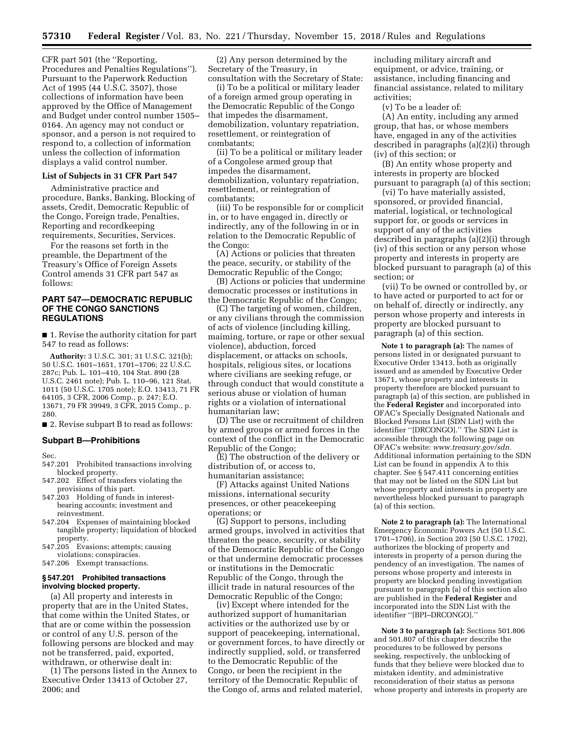CFR part 501 (the ''Reporting, Procedures and Penalties Regulations''). Pursuant to the Paperwork Reduction Act of 1995 (44 U.S.C. 3507), those collections of information have been approved by the Office of Management and Budget under control number 1505–0164. An agency may not conduct or sponsor, and a person is not required to respond to, a collection of information unless the collection of information displays a valid control number.

### List of Subjects in 31 CFR Part 547

Administrative practice and procedure, Banks, Banking, Blocking of assets, Credit, Democratic Republic of the Congo, Foreign trade, Penalties, Reporting and recordkeeping requirements, Securities, Services.

For the reasons set forth in the preamble, the Department of the Treasury's Office of Foreign Assets Control amends 31 CFR part 547 as follows:

## PART 547—DEMOCRATIC REPUBLIC OF THE CONGO SANCTIONS REGULATIONS

■ 1. Revise the authority citation for part 547 to read as follows:

**Authority:** 3 U.S.C. 301; 31 U.S.C. 321(b); 50 U.S.C. 1601–1651, 1701–1706; 22 U.S.C. 287c; Pub. L. 101–410, 104 Stat. 890 (28 U.S.C. 2461 note); Pub. L. 110–96, 121 Stat. 1011 (50 U.S.C. 1705 note); E.O. 13413, 71 FR 64105, 3 CFR, 2006 Comp., p. 247; E.O. 13671, 79 FR 39949, 3 CFR, 2015 Comp., p. 280.

■ 2. Revise subpart B to read as follows:

### Subpart B—Prohibitions

Sec.
547.201 Prohibited transactions involving blocked property.
547.202 Effect of transfers violating the provisions of this part.
547.203 Holding of funds in interest-bearing accounts; investment and reinvestment.
547.204 Expenses of maintaining blocked tangible property; liquidation of blocked property.
547.205 Evasions; attempts; causing violations; conspiracies.
547.206 Exempt transactions.

#### § 547.201 Prohibited transactions involving blocked property.

(a) All property and interests in property that are in the United States, that come within the United States, or that are or come within the possession or control of any U.S. person of the following persons are blocked and may not be transferred, paid, exported, withdrawn, or otherwise dealt in:

(1) The persons listed in the Annex to Executive Order 13413 of October 27, 2006; and

(2) Any person determined by the Secretary of the Treasury, in consultation with the Secretary of State:

(i) To be a political or military leader of a foreign armed group operating in the Democratic Republic of the Congo that impedes the disarmament, demobilization, voluntary repatriation, resettlement, or reintegration of combatants;

(ii) To be a political or military leader of a Congolese armed group that impedes the disarmament, demobilization, voluntary repatriation, resettlement, or reintegration of combatants;

(iii) To be responsible for or complicit in, or to have engaged in, directly or indirectly, any of the following in or in relation to the Democratic Republic of the Congo:

(A) Actions or policies that threaten the peace, security, or stability of the Democratic Republic of the Congo;

(B) Actions or policies that undermine democratic processes or institutions in the Democratic Republic of the Congo;

(C) The targeting of women, children, or any civilians through the commission of acts of violence (including killing, maiming, torture, or rape or other sexual violence), abduction, forced displacement, or attacks on schools, hospitals, religious sites, or locations where civilians are seeking refuge, or through conduct that would constitute a serious abuse or violation of human rights or a violation of international humanitarian law;

(D) The use or recruitment of children by armed groups or armed forces in the context of the conflict in the Democratic Republic of the Congo;

(E) The obstruction of the delivery or distribution of, or access to, humanitarian assistance;

(F) Attacks against United Nations missions, international security presences, or other peacekeeping operations; or

(G) Support to persons, including armed groups, involved in activities that threaten the peace, security, or stability of the Democratic Republic of the Congo or that undermine democratic processes or institutions in the Democratic Republic of the Congo, through the illicit trade in natural resources of the Democratic Republic of the Congo;

(iv) Except where intended for the authorized support of humanitarian activities or the authorized use by or support of peacekeeping, international, or government forces, to have directly or indirectly supplied, sold, or transferred to the Democratic Republic of the Congo, or been the recipient in the territory of the Democratic Republic of the Congo of, arms and related materiel, including military aircraft and equipment, or advice, training, or assistance, including financing and financial assistance, related to military activities;

(v) To be a leader of:

(A) An entity, including any armed group, that has, or whose members have, engaged in any of the activities described in paragraphs (a)(2)(i) through (iv) of this section; or

(B) An entity whose property and interests in property are blocked pursuant to paragraph (a) of this section;

(vi) To have materially assisted, sponsored, or provided financial, material, logistical, or technological support for, or goods or services in support of any of the activities described in paragraphs (a)(2)(i) through (iv) of this section or any person whose property and interests in property are blocked pursuant to paragraph (a) of this section; or

(vii) To be owned or controlled by, or to have acted or purported to act for or on behalf of, directly or indirectly, any person whose property and interests in property are blocked pursuant to paragraph (a) of this section.

**Note 1 to paragraph (a):** The names of persons listed in or designated pursuant to Executive Order 13413, both as originally issued and as amended by Executive Order 13671, whose property and interests in property therefore are blocked pursuant to paragraph (a) of this section, are published in the **Federal Register** and incorporated into OFAC's Specially Designated Nationals and Blocked Persons List (SDN List) with the identifier ''[DRCONGO].'' The SDN List is accessible through the following page on OFAC's website: *www.treasury.gov/sdn.* Additional information pertaining to the SDN List can be found in appendix A to this chapter. See § 547.411 concerning entities that may not be listed on the SDN List but whose property and interests in property are nevertheless blocked pursuant to paragraph (a) of this section.

**Note 2 to paragraph (a):** The International Emergency Economic Powers Act (50 U.S.C. 1701–1706), in Section 203 (50 U.S.C. 1702), authorizes the blocking of property and interests in property of a person during the pendency of an investigation. The names of persons whose property and interests in property are blocked pending investigation pursuant to paragraph (a) of this section also are published in the **Federal Register** and incorporated into the SDN List with the identifier ''[BPI–DRCONGO].''

**Note 3 to paragraph (a):** Sections 501.806 and 501.807 of this chapter describe the procedures to be followed by persons seeking, respectively, the unblocking of funds that they believe were blocked due to mistaken identity, and administrative reconsideration of their status as persons whose property and interests in property are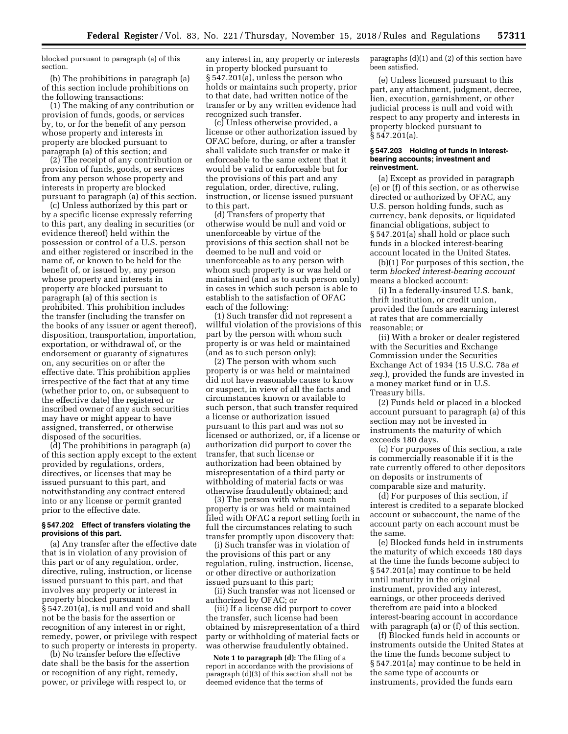blocked pursuant to paragraph (a) of this section.

(b) The prohibitions in paragraph (a) of this section include prohibitions on the following transactions:

(1) The making of any contribution or provision of funds, goods, or services by, to, or for the benefit of any person whose property and interests in property are blocked pursuant to paragraph (a) of this section; and

(2) The receipt of any contribution or provision of funds, goods, or services from any person whose property and interests in property are blocked pursuant to paragraph (a) of this section.

(c) Unless authorized by this part or by a specific license expressly referring to this part, any dealing in securities (or evidence thereof) held within the possession or control of a U.S. person and either registered or inscribed in the name of, or known to be held for the benefit of, or issued by, any person whose property and interests in property are blocked pursuant to paragraph (a) of this section is prohibited. This prohibition includes the transfer (including the transfer on the books of any issuer or agent thereof), disposition, transportation, importation, exportation, or withdrawal of, or the endorsement or guaranty of signatures on, any securities on or after the effective date. This prohibition applies irrespective of the fact that at any time (whether prior to, on, or subsequent to the effective date) the registered or inscribed owner of any such securities may have or might appear to have assigned, transferred, or otherwise disposed of the securities.

(d) The prohibitions in paragraph (a) of this section apply except to the extent provided by regulations, orders, directives, or licenses that may be issued pursuant to this part, and notwithstanding any contract entered into or any license or permit granted prior to the effective date.

#### § 547.202 Effect of transfers violating the provisions of this part.

(a) Any transfer after the effective date that is in violation of any provision of this part or of any regulation, order, directive, ruling, instruction, or license issued pursuant to this part, and that involves any property or interest in property blocked pursuant to § 547.201(a), is null and void and shall not be the basis for the assertion or recognition of any interest in or right, remedy, power, or privilege with respect to such property or interests in property.

(b) No transfer before the effective date shall be the basis for the assertion or recognition of any right, remedy, power, or privilege with respect to, or any interest in, any property or interests in property blocked pursuant to § 547.201(a), unless the person who holds or maintains such property, prior to that date, had written notice of the transfer or by any written evidence had recognized such transfer.

(c) Unless otherwise provided, a license or other authorization issued by OFAC before, during, or after a transfer shall validate such transfer or make it enforceable to the same extent that it would be valid or enforceable but for the provisions of this part and any regulation, order, directive, ruling, instruction, or license issued pursuant to this part.

(d) Transfers of property that otherwise would be null and void or unenforceable by virtue of the provisions of this section shall not be deemed to be null and void or unenforceable as to any person with whom such property is or was held or maintained (and as to such person only) in cases in which such person is able to establish to the satisfaction of OFAC each of the following:

(1) Such transfer did not represent a willful violation of the provisions of this part by the person with whom such property is or was held or maintained (and as to such person only);

(2) The person with whom such property is or was held or maintained did not have reasonable cause to know or suspect, in view of all the facts and circumstances known or available to such person, that such transfer required a license or authorization issued pursuant to this part and was not so licensed or authorized, or, if a license or authorization did purport to cover the transfer, that such license or authorization had been obtained by misrepresentation of a third party or withholding of material facts or was otherwise fraudulently obtained; and

(3) The person with whom such property is or was held or maintained filed with OFAC a report setting forth in full the circumstances relating to such transfer promptly upon discovery that:

(i) Such transfer was in violation of the provisions of this part or any regulation, ruling, instruction, license, or other directive or authorization issued pursuant to this part;

(ii) Such transfer was not licensed or authorized by OFAC; or

(iii) If a license did purport to cover the transfer, such license had been obtained by misrepresentation of a third party or withholding of material facts or was otherwise fraudulently obtained.

**Note 1 to paragraph (d):** The filing of a report in accordance with the provisions of paragraph (d)(3) of this section shall not be deemed evidence that the terms of paragraphs (d)(1) and (2) of this section have been satisfied.

(e) Unless licensed pursuant to this part, any attachment, judgment, decree, lien, execution, garnishment, or other judicial process is null and void with respect to any property and interests in property blocked pursuant to § 547.201(a).

#### § 547.203 Holding of funds in interest-bearing accounts; investment and reinvestment.

(a) Except as provided in paragraph (e) or (f) of this section, or as otherwise directed or authorized by OFAC, any U.S. person holding funds, such as currency, bank deposits, or liquidated financial obligations, subject to § 547.201(a) shall hold or place such funds in a blocked interest-bearing account located in the United States.

(b)(1) For purposes of this section, the term *blocked interest-bearing account* means a blocked account:

(i) In a federally-insured U.S. bank, thrift institution, or credit union, provided the funds are earning interest at rates that are commercially reasonable; or

(ii) With a broker or dealer registered with the Securities and Exchange Commission under the Securities Exchange Act of 1934 (15 U.S.C. 78a *et seq.*), provided the funds are invested in a money market fund or in U.S. Treasury bills.

(2) Funds held or placed in a blocked account pursuant to paragraph (a) of this section may not be invested in instruments the maturity of which exceeds 180 days.

(c) For purposes of this section, a rate is commercially reasonable if it is the rate currently offered to other depositors on deposits or instruments of comparable size and maturity.

(d) For purposes of this section, if interest is credited to a separate blocked account or subaccount, the name of the account party on each account must be the same.

(e) Blocked funds held in instruments the maturity of which exceeds 180 days at the time the funds become subject to § 547.201(a) may continue to be held until maturity in the original instrument, provided any interest, earnings, or other proceeds derived therefrom are paid into a blocked interest-bearing account in accordance with paragraph (a) or (f) of this section.

(f) Blocked funds held in accounts or instruments outside the United States at the time the funds become subject to § 547.201(a) may continue to be held in the same type of accounts or instruments, provided the funds earn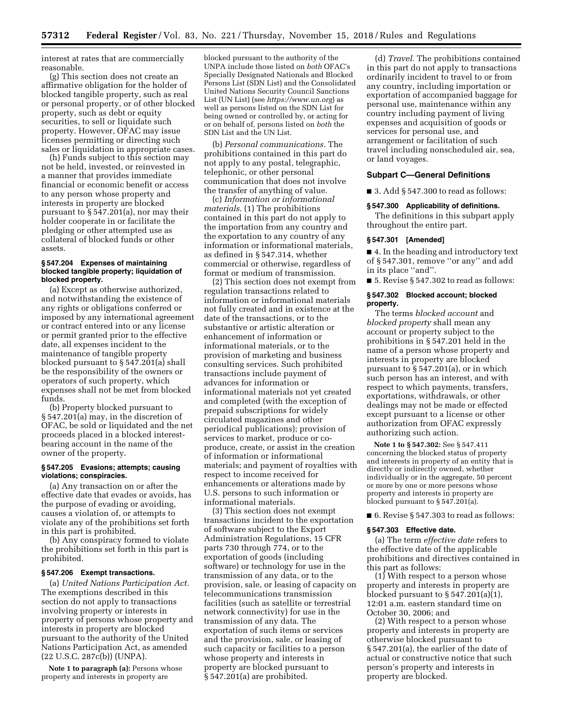interest at rates that are commercially reasonable.

(g) This section does not create an affirmative obligation for the holder of blocked tangible property, such as real or personal property, or of other blocked property, such as debt or equity securities, to sell or liquidate such property. However, OFAC may issue licenses permitting or directing such sales or liquidation in appropriate cases.

(h) Funds subject to this section may not be held, invested, or reinvested in a manner that provides immediate financial or economic benefit or access to any person whose property and interests in property are blocked pursuant to § 547.201(a), nor may their holder cooperate in or facilitate the pledging or other attempted use as collateral of blocked funds or other assets.

#### § 547.204 Expenses of maintaining blocked tangible property; liquidation of blocked property.

(a) Except as otherwise authorized, and notwithstanding the existence of any rights or obligations conferred or imposed by any international agreement or contract entered into or any license or permit granted prior to the effective date, all expenses incident to the maintenance of tangible property blocked pursuant to § 547.201(a) shall be the responsibility of the owners or operators of such property, which expenses shall not be met from blocked funds.

(b) Property blocked pursuant to § 547.201(a) may, in the discretion of OFAC, be sold or liquidated and the net proceeds placed in a blocked interest-bearing account in the name of the owner of the property.

#### § 547.205 Evasions; attempts; causing violations; conspiracies.

(a) Any transaction on or after the effective date that evades or avoids, has the purpose of evading or avoiding, causes a violation of, or attempts to violate any of the prohibitions set forth in this part is prohibited.

(b) Any conspiracy formed to violate the prohibitions set forth in this part is prohibited.

#### § 547.206 Exempt transactions.

(a) *United Nations Participation Act.* The exemptions described in this section do not apply to transactions involving property or interests in property of persons whose property and interests in property are blocked pursuant to the authority of the United Nations Participation Act, as amended (22 U.S.C. 287c(b)) (UNPA).

**Note 1 to paragraph (a):** Persons whose property and interests in property are blocked pursuant to the authority of the UNPA include those listed on *both* OFAC's Specially Designated Nationals and Blocked Persons List (SDN List) and the Consolidated United Nations Security Council Sanctions List (UN List) (see *https://www.un.org*) as well as persons listed on the SDN List for being owned or controlled by, or acting for or on behalf of, persons listed on *both* the SDN List and the UN List.

(b) *Personal communications.* The prohibitions contained in this part do not apply to any postal, telegraphic, telephonic, or other personal communication that does not involve the transfer of anything of value.

(c) *Information or informational materials.* (1) The prohibitions contained in this part do not apply to the importation from any country and the exportation to any country of any information or informational materials, as defined in § 547.314, whether commercial or otherwise, regardless of format or medium of transmission.

(2) This section does not exempt from regulation transactions related to information or informational materials not fully created and in existence at the date of the transactions, or to the substantive or artistic alteration or enhancement of information or informational materials, or to the provision of marketing and business consulting services. Such prohibited transactions include payment of advances for information or informational materials not yet created and completed (with the exception of prepaid subscriptions for widely circulated magazines and other periodical publications); provision of services to market, produce or co-produce, create, or assist in the creation of information or informational materials; and payment of royalties with respect to income received for enhancements or alterations made by U.S. persons to such information or informational materials.

(3) This section does not exempt transactions incident to the exportation of software subject to the Export Administration Regulations, 15 CFR parts 730 through 774, or to the exportation of goods (including software) or technology for use in the transmission of any data, or to the provision, sale, or leasing of capacity on telecommunications transmission facilities (such as satellite or terrestrial network connectivity) for use in the transmission of any data. The exportation of such items or services and the provision, sale, or leasing of such capacity or facilities to a person whose property and interests in property are blocked pursuant to § 547.201(a) are prohibited.

(d) *Travel.* The prohibitions contained in this part do not apply to transactions ordinarily incident to travel to or from any country, including importation or exportation of accompanied baggage for personal use, maintenance within any country including payment of living expenses and acquisition of goods or services for personal use, and arrangement or facilitation of such travel including nonscheduled air, sea, or land voyages.

### Subpart C—General Definitions

■ 3. Add § 547.300 to read as follows:

#### § 547.300 Applicability of definitions.

The definitions in this subpart apply throughout the entire part.

#### § 547.301 [Amended]

■ 4. In the heading and introductory text of § 547.301, remove ''or any'' and add in its place ''and''.

■ 5. Revise § 547.302 to read as follows:

#### § 547.302 Blocked account; blocked property.

The terms *blocked account* and *blocked property* shall mean any account or property subject to the prohibitions in § 547.201 held in the name of a person whose property and interests in property are blocked pursuant to § 547.201(a), or in which such person has an interest, and with respect to which payments, transfers, exportations, withdrawals, or other dealings may not be made or effected except pursuant to a license or other authorization from OFAC expressly authorizing such action.

**Note 1 to § 547.302:** See § 547.411 concerning the blocked status of property and interests in property of an entity that is directly or indirectly owned, whether individually or in the aggregate, 50 percent or more by one or more persons whose property and interests in property are blocked pursuant to § 547.201(a).

■ 6. Revise § 547.303 to read as follows:

#### § 547.303 Effective date.

(a) The term *effective date* refers to the effective date of the applicable prohibitions and directives contained in this part as follows:

(1) With respect to a person whose property and interests in property are blocked pursuant to § 547.201(a)(1), 12:01 a.m. eastern standard time on October 30, 2006; and

(2) With respect to a person whose property and interests in property are otherwise blocked pursuant to § 547.201(a), the earlier of the date of actual or constructive notice that such person's property and interests in property are blocked.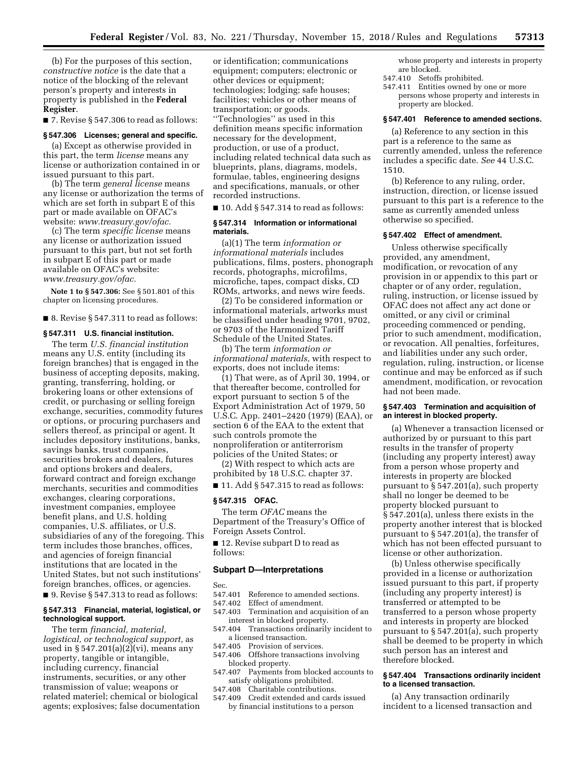(b) For the purposes of this section, *constructive notice* is the date that a notice of the blocking of the relevant person's property and interests in property is published in the **Federal Register**.

■ 7. Revise § 547.306 to read as follows:

### § 547.306 Licenses; general and specific.

(a) Except as otherwise provided in this part, the term *license* means any license or authorization contained in or issued pursuant to this part.

(b) The term *general license* means any license or authorization the terms of which are set forth in subpart E of this part or made available on OFAC's website: *www.treasury.gov/ofac.*

(c) The term *specific license* means any license or authorization issued pursuant to this part, but not set forth in subpart E of this part or made available on OFAC's website: *www.treasury.gov/ofac.*

**Note 1 to § 547.306:** See § 501.801 of this chapter on licensing procedures.

■ 8. Revise § 547.311 to read as follows:

### § 547.311 U.S. financial institution.

The term *U.S. financial institution* means any U.S. entity (including its foreign branches) that is engaged in the business of accepting deposits, making, granting, transferring, holding, or brokering loans or other extensions of credit, or purchasing or selling foreign exchange, securities, commodity futures or options, or procuring purchasers and sellers thereof, as principal or agent. It includes depository institutions, banks, savings banks, trust companies, securities brokers and dealers, futures and options brokers and dealers, forward contract and foreign exchange merchants, securities and commodities exchanges, clearing corporations, investment companies, employee benefit plans, and U.S. holding companies, U.S. affiliates, or U.S. subsidiaries of any of the foregoing. This term includes those branches, offices, and agencies of foreign financial institutions that are located in the United States, but not such institutions' foreign branches, offices, or agencies.

■ 9. Revise § 547.313 to read as follows:

### § 547.313 Financial, material, logistical, or technological support.

The term *financial, material, logistical, or technological support,* as used in § 547.201(a)(2)(vi), means any property, tangible or intangible, including currency, financial instruments, securities, or any other transmission of value; weapons or related materiel; chemical or biological agents; explosives; false documentation or identification; communications equipment; computers; electronic or other devices or equipment; technologies; lodging; safe houses; facilities; vehicles or other means of transportation; or goods. "Technologies" as used in this definition means specific information necessary for the development, production, or use of a product, including related technical data such as blueprints, plans, diagrams, models, formulae, tables, engineering designs and specifications, manuals, or other recorded instructions.

■ 10. Add § 547.314 to read as follows:

### § 547.314 Information or informational materials.

(a)(1) The term *information or informational materials* includes publications, films, posters, phonograph records, photographs, microfilms, microfiche, tapes, compact disks, CD ROMs, artworks, and news wire feeds.

(2) To be considered information or informational materials, artworks must be classified under heading 9701, 9702, or 9703 of the Harmonized Tariff Schedule of the United States.

(b) The term *information or informational materials,* with respect to exports, does not include items:

(1) That were, as of April 30, 1994, or that thereafter become, controlled for export pursuant to section 5 of the Export Administration Act of 1979, 50 U.S.C. App. 2401–2420 (1979) (EAA), or section 6 of the EAA to the extent that such controls promote the nonproliferation or antiterrorism policies of the United States; or

(2) With respect to which acts are prohibited by 18 U.S.C. chapter 37.

■ 11. Add § 547.315 to read as follows:

### § 547.315 OFAC.

The term *OFAC* means the Department of the Treasury's Office of Foreign Assets Control.

■ 12. Revise subpart D to read as follows:

## Subpart D—Interpretations

Sec.
547.401 Reference to amended sections.
547.402 Effect of amendment.
547.403 Termination and acquisition of an interest in blocked property.
547.404 Transactions ordinarily incident to a licensed transaction.
547.405 Provision of services.
547.406 Offshore transactions involving blocked property.
547.407 Payments from blocked accounts to satisfy obligations prohibited.
547.408 Charitable contributions.
547.409 Credit extended and cards issued by financial institutions to a person whose property and interests in property are blocked.
547.410 Setoffs prohibited.
547.411 Entities owned by one or more persons whose property and interests in property are blocked.

### § 547.401 Reference to amended sections.

(a) Reference to any section in this part is a reference to the same as currently amended, unless the reference includes a specific date. *See* 44 U.S.C. 1510.

(b) Reference to any ruling, order, instruction, direction, or license issued pursuant to this part is a reference to the same as currently amended unless otherwise so specified.

### § 547.402 Effect of amendment.

Unless otherwise specifically provided, any amendment, modification, or revocation of any provision in or appendix to this part or chapter or of any order, regulation, ruling, instruction, or license issued by OFAC does not affect any act done or omitted, or any civil or criminal proceeding commenced or pending, prior to such amendment, modification, or revocation. All penalties, forfeitures, and liabilities under any such order, regulation, ruling, instruction, or license continue and may be enforced as if such amendment, modification, or revocation had not been made.

### § 547.403 Termination and acquisition of an interest in blocked property.

(a) Whenever a transaction licensed or authorized by or pursuant to this part results in the transfer of property (including any property interest) away from a person whose property and interests in property are blocked pursuant to § 547.201(a), such property shall no longer be deemed to be property blocked pursuant to § 547.201(a), unless there exists in the property another interest that is blocked pursuant to § 547.201(a), the transfer of which has not been effected pursuant to license or other authorization.

(b) Unless otherwise specifically provided in a license or authorization issued pursuant to this part, if property (including any property interest) is transferred or attempted to be transferred to a person whose property and interests in property are blocked pursuant to § 547.201(a), such property shall be deemed to be property in which such person has an interest and therefore blocked.

### § 547.404 Transactions ordinarily incident to a licensed transaction.

(a) Any transaction ordinarily incident to a licensed transaction and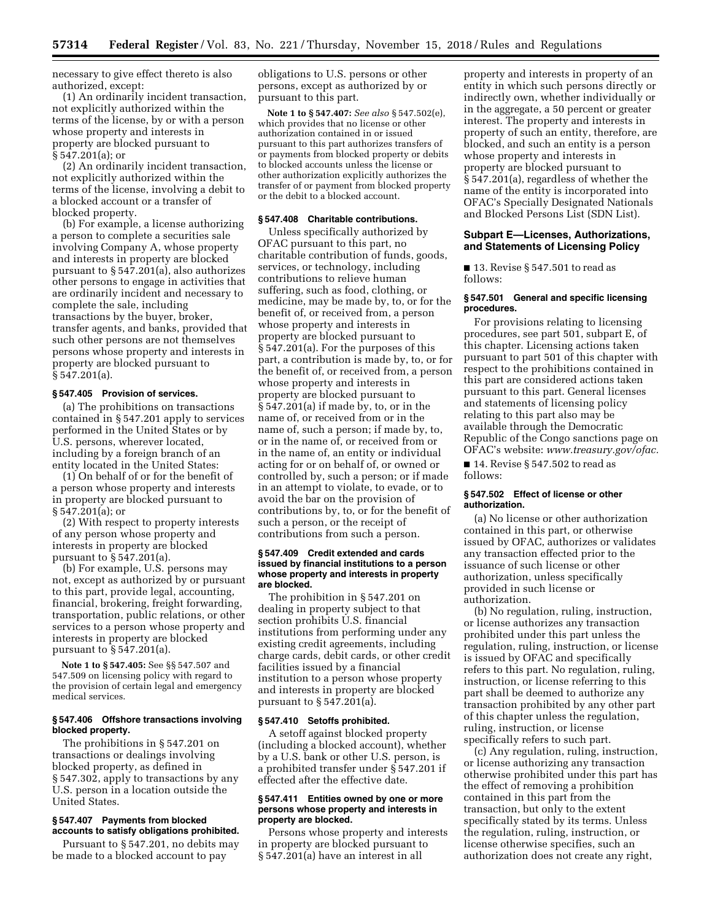necessary to give effect thereto is also authorized, except:

(1) An ordinarily incident transaction, not explicitly authorized within the terms of the license, by or with a person whose property and interests in property are blocked pursuant to § 547.201(a); or

(2) An ordinarily incident transaction, not explicitly authorized within the terms of the license, involving a debit to a blocked account or a transfer of blocked property.

(b) For example, a license authorizing a person to complete a securities sale involving Company A, whose property and interests in property are blocked pursuant to § 547.201(a), also authorizes other persons to engage in activities that are ordinarily incident and necessary to complete the sale, including transactions by the buyer, broker, transfer agents, and banks, provided that such other persons are not themselves persons whose property and interests in property are blocked pursuant to § 547.201(a).

### § 547.405 Provision of services.

(a) The prohibitions on transactions contained in § 547.201 apply to services performed in the United States or by U.S. persons, wherever located, including by a foreign branch of an entity located in the United States:

(1) On behalf of or for the benefit of a person whose property and interests in property are blocked pursuant to § 547.201(a); or

(2) With respect to property interests of any person whose property and interests in property are blocked pursuant to § 547.201(a).

(b) For example, U.S. persons may not, except as authorized by or pursuant to this part, provide legal, accounting, financial, brokering, freight forwarding, transportation, public relations, or other services to a person whose property and interests in property are blocked pursuant to § 547.201(a).

**Note 1 to § 547.405:** See §§ 547.507 and 547.509 on licensing policy with regard to the provision of certain legal and emergency medical services.

### § 547.406 Offshore transactions involving blocked property.

The prohibitions in § 547.201 on transactions or dealings involving blocked property, as defined in § 547.302, apply to transactions by any U.S. person in a location outside the United States.

### § 547.407 Payments from blocked accounts to satisfy obligations prohibited.

Pursuant to § 547.201, no debits may be made to a blocked account to pay obligations to U.S. persons or other persons, except as authorized by or pursuant to this part.

**Note 1 to § 547.407:** *See also* § 547.502(e), which provides that no license or other authorization contained in or issued pursuant to this part authorizes transfers of or payments from blocked property or debits to blocked accounts unless the license or other authorization explicitly authorizes the transfer of or payment from blocked property or the debit to a blocked account.

### § 547.408 Charitable contributions.

Unless specifically authorized by OFAC pursuant to this part, no charitable contribution of funds, goods, services, or technology, including contributions to relieve human suffering, such as food, clothing, or medicine, may be made by, to, or for the benefit of, or received from, a person whose property and interests in property are blocked pursuant to § 547.201(a). For the purposes of this part, a contribution is made by, to, or for the benefit of, or received from, a person whose property and interests in property are blocked pursuant to § 547.201(a) if made by, to, or in the name of, or received from or in the name of, such a person; if made by, to, or in the name of, or received from or in the name of, an entity or individual acting for or on behalf of, or owned or controlled by, such a person; or if made in an attempt to violate, to evade, or to avoid the bar on the provision of contributions by, to, or for the benefit of such a person, or the receipt of contributions from such a person.

### § 547.409 Credit extended and cards issued by financial institutions to a person whose property and interests in property are blocked.

The prohibition in § 547.201 on dealing in property subject to that section prohibits U.S. financial institutions from performing under any existing credit agreements, including charge cards, debit cards, or other credit facilities issued by a financial institution to a person whose property and interests in property are blocked pursuant to § 547.201(a).

### § 547.410 Setoffs prohibited.

A setoff against blocked property (including a blocked account), whether by a U.S. bank or other U.S. person, is a prohibited transfer under § 547.201 if effected after the effective date.

### § 547.411 Entities owned by one or more persons whose property and interests in property are blocked.

Persons whose property and interests in property are blocked pursuant to § 547.201(a) have an interest in all property and interests in property of an entity in which such persons directly or indirectly own, whether individually or in the aggregate, a 50 percent or greater interest. The property and interests in property of such an entity, therefore, are blocked, and such an entity is a person whose property and interests in property are blocked pursuant to § 547.201(a), regardless of whether the name of the entity is incorporated into OFAC's Specially Designated Nationals and Blocked Persons List (SDN List).

## Subpart E—Licenses, Authorizations, and Statements of Licensing Policy

■ 13. Revise § 547.501 to read as follows:

### § 547.501 General and specific licensing procedures.

For provisions relating to licensing procedures, see part 501, subpart E, of this chapter. Licensing actions taken pursuant to part 501 of this chapter with respect to the prohibitions contained in this part are considered actions taken pursuant to this part. General licenses and statements of licensing policy relating to this part also may be available through the Democratic Republic of the Congo sanctions page on OFAC's website: *www.treasury.gov/ofac.*

■ 14. Revise § 547.502 to read as follows:

### § 547.502 Effect of license or other authorization.

(a) No license or other authorization contained in this part, or otherwise issued by OFAC, authorizes or validates any transaction effected prior to the issuance of such license or other authorization, unless specifically provided in such license or authorization.

(b) No regulation, ruling, instruction, or license authorizes any transaction prohibited under this part unless the regulation, ruling, instruction, or license is issued by OFAC and specifically refers to this part. No regulation, ruling, instruction, or license referring to this part shall be deemed to authorize any transaction prohibited by any other part of this chapter unless the regulation, ruling, instruction, or license specifically refers to such part.

(c) Any regulation, ruling, instruction, or license authorizing any transaction otherwise prohibited under this part has the effect of removing a prohibition contained in this part from the transaction, but only to the extent specifically stated by its terms. Unless the regulation, ruling, instruction, or license otherwise specifies, such an authorization does not create any right,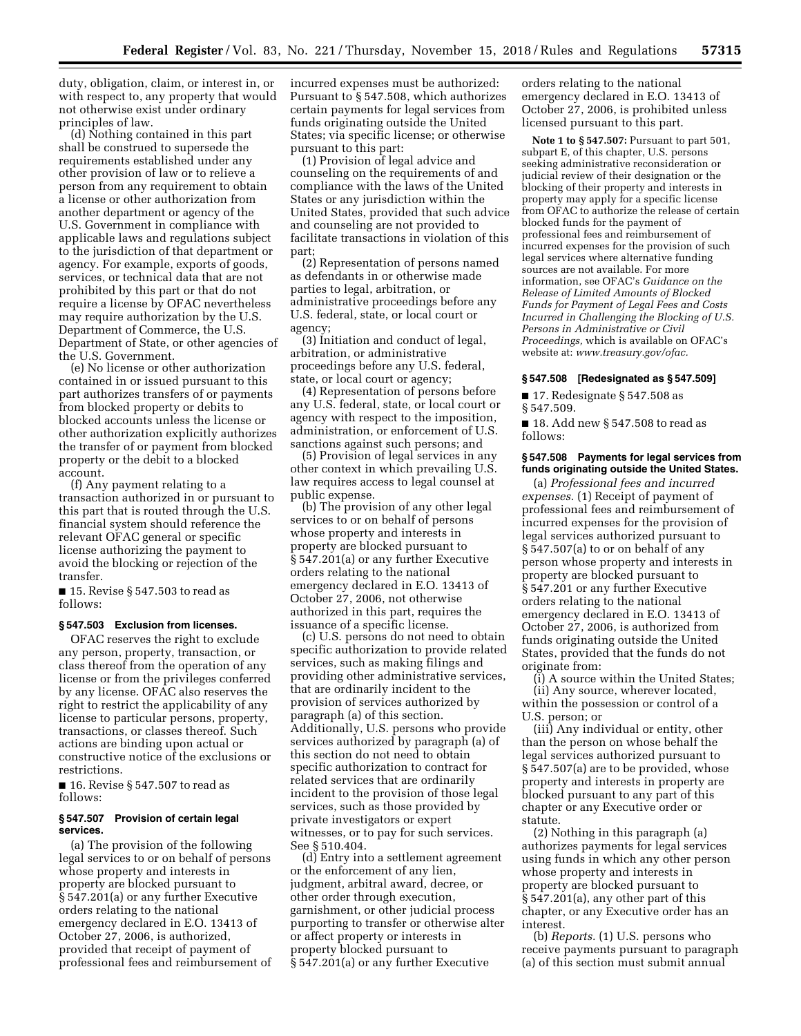duty, obligation, claim, or interest in, or with respect to, any property that would not otherwise exist under ordinary principles of law.

(d) Nothing contained in this part shall be construed to supersede the requirements established under any other provision of law or to relieve a person from any requirement to obtain a license or other authorization from another department or agency of the U.S. Government in compliance with applicable laws and regulations subject to the jurisdiction of that department or agency. For example, exports of goods, services, or technical data that are not prohibited by this part or that do not require a license by OFAC nevertheless may require authorization by the U.S. Department of Commerce, the U.S. Department of State, or other agencies of the U.S. Government.

(e) No license or other authorization contained in or issued pursuant to this part authorizes transfers of or payments from blocked property or debits to blocked accounts unless the license or other authorization explicitly authorizes the transfer of or payment from blocked property or the debit to a blocked account.

(f) Any payment relating to a transaction authorized in or pursuant to this part that is routed through the U.S. financial system should reference the relevant OFAC general or specific license authorizing the payment to avoid the blocking or rejection of the transfer.

■ 15. Revise § 547.503 to read as follows:

### § 547.503 Exclusion from licenses.

OFAC reserves the right to exclude any person, property, transaction, or class thereof from the operation of any license or from the privileges conferred by any license. OFAC also reserves the right to restrict the applicability of any license to particular persons, property, transactions, or classes thereof. Such actions are binding upon actual or constructive notice of the exclusions or restrictions.

■ 16. Revise § 547.507 to read as follows:

### § 547.507 Provision of certain legal services.

(a) The provision of the following legal services to or on behalf of persons whose property and interests in property are blocked pursuant to § 547.201(a) or any further Executive orders relating to the national emergency declared in E.O. 13413 of October 27, 2006, is authorized, provided that receipt of payment of professional fees and reimbursement of incurred expenses must be authorized: Pursuant to § 547.508, which authorizes certain payments for legal services from funds originating outside the United States; via specific license; or otherwise pursuant to this part:

(1) Provision of legal advice and counseling on the requirements of and compliance with the laws of the United States or any jurisdiction within the United States, provided that such advice and counseling are not provided to facilitate transactions in violation of this part;

(2) Representation of persons named as defendants in or otherwise made parties to legal, arbitration, or administrative proceedings before any U.S. federal, state, or local court or agency;

(3) Initiation and conduct of legal, arbitration, or administrative proceedings before any U.S. federal, state, or local court or agency;

(4) Representation of persons before any U.S. federal, state, or local court or agency with respect to the imposition, administration, or enforcement of U.S. sanctions against such persons; and

(5) Provision of legal services in any other context in which prevailing U.S. law requires access to legal counsel at public expense.

(b) The provision of any other legal services to or on behalf of persons whose property and interests in property are blocked pursuant to § 547.201(a) or any further Executive orders relating to the national emergency declared in E.O. 13413 of October 27, 2006, not otherwise authorized in this part, requires the issuance of a specific license.

(c) U.S. persons do not need to obtain specific authorization to provide related services, such as making filings and providing other administrative services, that are ordinarily incident to the provision of services authorized by paragraph (a) of this section. Additionally, U.S. persons who provide services authorized by paragraph (a) of this section do not need to obtain specific authorization to contract for related services that are ordinarily incident to the provision of those legal services, such as those provided by private investigators or expert witnesses, or to pay for such services. See § 510.404.

(d) Entry into a settlement agreement or the enforcement of any lien, judgment, arbitral award, decree, or other order through execution, garnishment, or other judicial process purporting to transfer or otherwise alter or affect property or interests in property blocked pursuant to § 547.201(a) or any further Executive orders relating to the national emergency declared in E.O. 13413 of October 27, 2006, is prohibited unless licensed pursuant to this part.

**Note 1 to § 547.507:** Pursuant to part 501, subpart E, of this chapter, U.S. persons seeking administrative reconsideration or judicial review of their designation or the blocking of their property and interests in property may apply for a specific license from OFAC to authorize the release of certain blocked funds for the payment of professional fees and reimbursement of incurred expenses for the provision of such legal services where alternative funding sources are not available. For more information, see OFAC's *Guidance on the Release of Limited Amounts of Blocked Funds for Payment of Legal Fees and Costs Incurred in Challenging the Blocking of U.S. Persons in Administrative or Civil Proceedings,* which is available on OFAC's website at: *www.treasury.gov/ofac.*

### § 547.508 [Redesignated as § 547.509]

■ 17. Redesignate § 547.508 as § 547.509.

■ 18. Add new § 547.508 to read as follows:

### § 547.508 Payments for legal services from funds originating outside the United States.

(a) *Professional fees and incurred expenses.* (1) Receipt of payment of professional fees and reimbursement of incurred expenses for the provision of legal services authorized pursuant to § 547.507(a) to or on behalf of any person whose property and interests in property are blocked pursuant to § 547.201 or any further Executive orders relating to the national emergency declared in E.O. 13413 of October 27, 2006, is authorized from funds originating outside the United States, provided that the funds do not originate from:

(i) A source within the United States;

(ii) Any source, wherever located, within the possession or control of a U.S. person; or

(iii) Any individual or entity, other than the person on whose behalf the legal services authorized pursuant to § 547.507(a) are to be provided, whose property and interests in property are blocked pursuant to any part of this chapter or any Executive order or statute.

(2) Nothing in this paragraph (a) authorizes payments for legal services using funds in which any other person whose property and interests in property are blocked pursuant to § 547.201(a), any other part of this chapter, or any Executive order has an interest.

(b) *Reports.* (1) U.S. persons who receive payments pursuant to paragraph (a) of this section must submit annual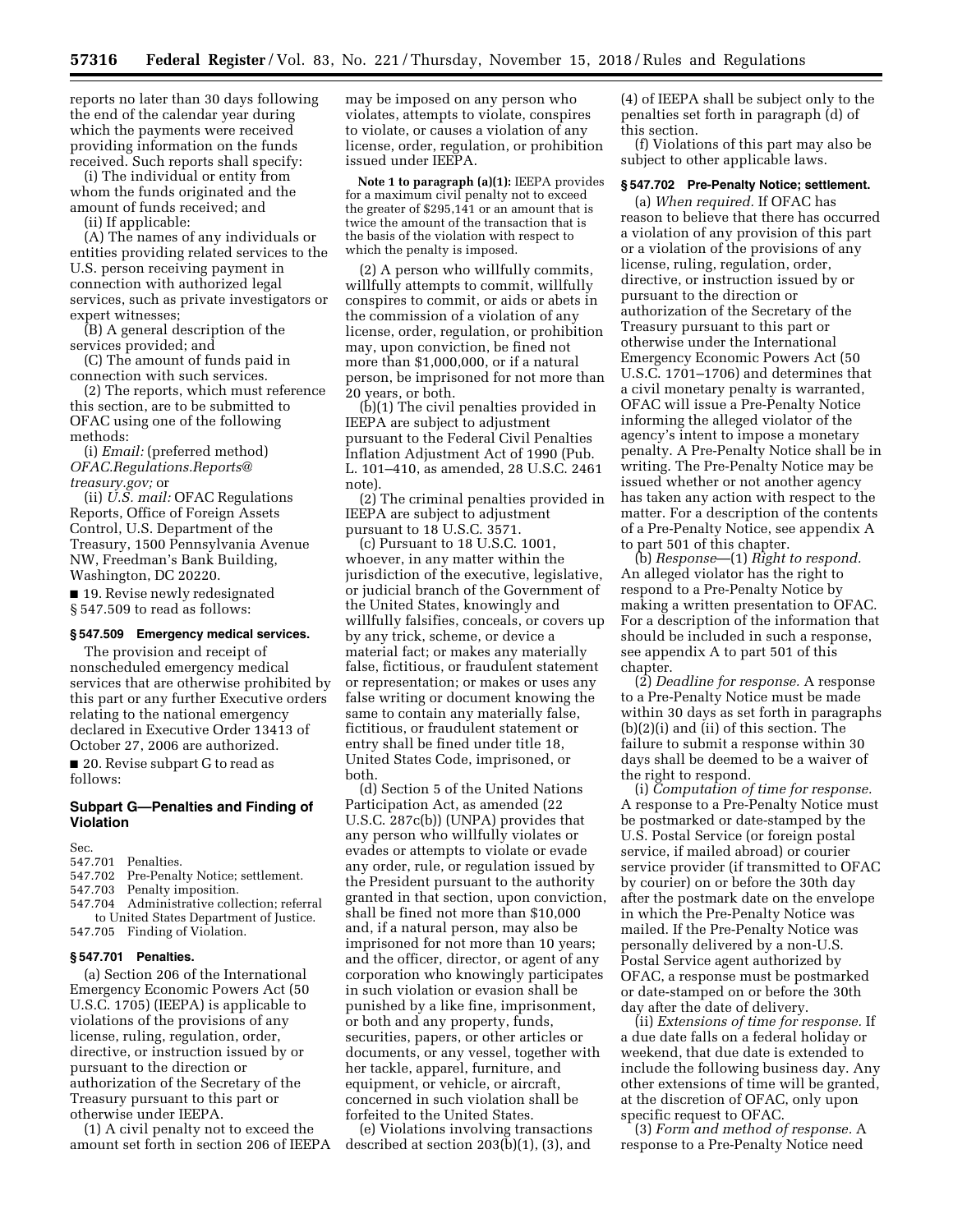reports no later than 30 days following the end of the calendar year during which the payments were received providing information on the funds received. Such reports shall specify:

(i) The individual or entity from whom the funds originated and the amount of funds received; and

(ii) If applicable:

(A) The names of any individuals or entities providing related services to the U.S. person receiving payment in connection with authorized legal services, such as private investigators or expert witnesses;

(B) A general description of the services provided; and

(C) The amount of funds paid in connection with such services.

(2) The reports, which must reference this section, are to be submitted to OFAC using one of the following methods:

(i) *Email:* (preferred method) *OFAC.Regulations.Reports@treasury.gov;* or

(ii) *U.S. mail:* OFAC Regulations Reports, Office of Foreign Assets Control, U.S. Department of the Treasury, 1500 Pennsylvania Avenue NW, Freedman's Bank Building, Washington, DC 20220.

■ 19. Revise newly redesignated § 547.509 to read as follows:

### § 547.509 Emergency medical services.

The provision and receipt of nonscheduled emergency medical services that are otherwise prohibited by this part or any further Executive orders relating to the national emergency declared in Executive Order 13413 of October 27, 2006 are authorized.

■ 20. Revise subpart G to read as follows:

## Subpart G—Penalties and Finding of Violation

Sec.
547.701 Penalties.
547.702 Pre-Penalty Notice; settlement.
547.703 Penalty imposition.
547.704 Administrative collection; referral to United States Department of Justice.
547.705 Finding of Violation.

### § 547.701 Penalties.

(a) Section 206 of the International Emergency Economic Powers Act (50 U.S.C. 1705) (IEEPA) is applicable to violations of the provisions of any license, ruling, regulation, order, directive, or instruction issued by or pursuant to the direction or authorization of the Secretary of the Treasury pursuant to this part or otherwise under IEEPA.

(1) A civil penalty not to exceed the amount set forth in section 206 of IEEPA may be imposed on any person who violates, attempts to violate, conspires to violate, or causes a violation of any license, order, regulation, or prohibition issued under IEEPA.

**Note 1 to paragraph (a)(1):** IEEPA provides for a maximum civil penalty not to exceed the greater of $295,141 or an amount that is twice the amount of the transaction that is the basis of the violation with respect to which the penalty is imposed.

(2) A person who willfully commits, willfully attempts to commit, willfully conspires to commit, or aids or abets in the commission of a violation of any license, order, regulation, or prohibition may, upon conviction, be fined not more than $1,000,000, or if a natural person, be imprisoned for not more than 20 years, or both.

(b)(1) The civil penalties provided in IEEPA are subject to adjustment pursuant to the Federal Civil Penalties Inflation Adjustment Act of 1990 (Pub. L. 101–410, as amended, 28 U.S.C. 2461 note).

(2) The criminal penalties provided in IEEPA are subject to adjustment pursuant to 18 U.S.C. 3571.

(c) Pursuant to 18 U.S.C. 1001, whoever, in any matter within the jurisdiction of the executive, legislative, or judicial branch of the Government of the United States, knowingly and willfully falsifies, conceals, or covers up by any trick, scheme, or device a material fact; or makes any materially false, fictitious, or fraudulent statement or representation; or makes or uses any false writing or document knowing the same to contain any materially false, fictitious, or fraudulent statement or entry shall be fined under title 18, United States Code, imprisoned, or both.

(d) Section 5 of the United Nations Participation Act, as amended (22 U.S.C. 287c(b)) (UNPA) provides that any person who willfully violates or evades or attempts to violate or evade any order, rule, or regulation issued by the President pursuant to the authority granted in that section, upon conviction, shall be fined not more than $10,000 and, if a natural person, may also be imprisoned for not more than 10 years; and the officer, director, or agent of any corporation who knowingly participates in such violation or evasion shall be punished by a like fine, imprisonment, or both and any property, funds, securities, papers, or other articles or documents, or any vessel, together with her tackle, apparel, furniture, and equipment, or vehicle, or aircraft, concerned in such violation shall be forfeited to the United States.

(e) Violations involving transactions described at section 203(b)(1), (3), and (4) of IEEPA shall be subject only to the penalties set forth in paragraph (d) of this section.

(f) Violations of this part may also be subject to other applicable laws.

### § 547.702 Pre-Penalty Notice; settlement.

(a) *When required.* If OFAC has reason to believe that there has occurred a violation of any provision of this part or a violation of the provisions of any license, ruling, regulation, order, directive, or instruction issued by or pursuant to the direction or authorization of the Secretary of the Treasury pursuant to this part or otherwise under the International Emergency Economic Powers Act (50 U.S.C. 1701–1706) and determines that a civil monetary penalty is warranted, OFAC will issue a Pre-Penalty Notice informing the alleged violator of the agency's intent to impose a monetary penalty. A Pre-Penalty Notice shall be in writing. The Pre-Penalty Notice may be issued whether or not another agency has taken any action with respect to the matter. For a description of the contents of a Pre-Penalty Notice, see appendix A to part 501 of this chapter.

(b) *Response*—(1) *Right to respond.* An alleged violator has the right to respond to a Pre-Penalty Notice by making a written presentation to OFAC. For a description of the information that should be included in such a response, see appendix A to part 501 of this chapter.

(2) *Deadline for response.* A response to a Pre-Penalty Notice must be made within 30 days as set forth in paragraphs (b)(2)(i) and (ii) of this section. The failure to submit a response within 30 days shall be deemed to be a waiver of the right to respond.

(i) *Computation of time for response.* A response to a Pre-Penalty Notice must be postmarked or date-stamped by the U.S. Postal Service (or foreign postal service, if mailed abroad) or courier service provider (if transmitted to OFAC by courier) on or before the 30th day after the postmark date on the envelope in which the Pre-Penalty Notice was mailed. If the Pre-Penalty Notice was personally delivered by a non-U.S. Postal Service agent authorized by OFAC, a response must be postmarked or date-stamped on or before the 30th day after the date of delivery.

(ii) *Extensions of time for response.* If a due date falls on a federal holiday or weekend, that due date is extended to include the following business day. Any other extensions of time will be granted, at the discretion of OFAC, only upon specific request to OFAC.

(3) *Form and method of response.* A response to a Pre-Penalty Notice need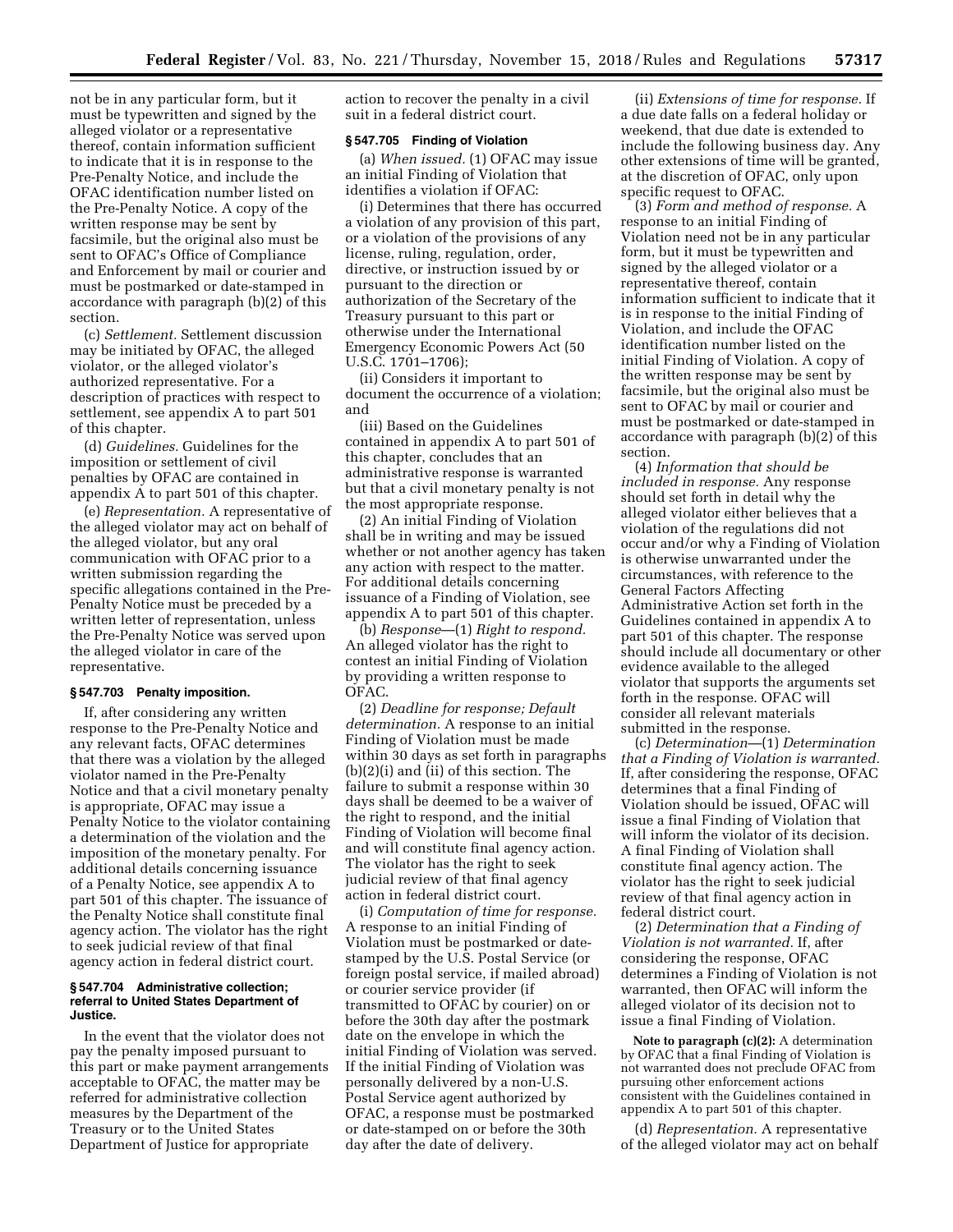not be in any particular form, but it must be typewritten and signed by the alleged violator or a representative thereof, contain information sufficient to indicate that it is in response to the Pre-Penalty Notice, and include the OFAC identification number listed on the Pre-Penalty Notice. A copy of the written response may be sent by facsimile, but the original also must be sent to OFAC's Office of Compliance and Enforcement by mail or courier and must be postmarked or date-stamped in accordance with paragraph (b)(2) of this section.

(c) *Settlement.* Settlement discussion may be initiated by OFAC, the alleged violator, or the alleged violator's authorized representative. For a description of practices with respect to settlement, see appendix A to part 501 of this chapter.

(d) *Guidelines.* Guidelines for the imposition or settlement of civil penalties by OFAC are contained in appendix A to part 501 of this chapter.

(e) *Representation.* A representative of the alleged violator may act on behalf of the alleged violator, but any oral communication with OFAC prior to a written submission regarding the specific allegations contained in the Pre-Penalty Notice must be preceded by a written letter of representation, unless the Pre-Penalty Notice was served upon the alleged violator in care of the representative.

### § 547.703 Penalty imposition.

If, after considering any written response to the Pre-Penalty Notice and any relevant facts, OFAC determines that there was a violation by the alleged violator named in the Pre-Penalty Notice and that a civil monetary penalty is appropriate, OFAC may issue a Penalty Notice to the violator containing a determination of the violation and the imposition of the monetary penalty. For additional details concerning issuance of a Penalty Notice, see appendix A to part 501 of this chapter. The issuance of the Penalty Notice shall constitute final agency action. The violator has the right to seek judicial review of that final agency action in federal district court.

### § 547.704 Administrative collection; referral to United States Department of Justice.

In the event that the violator does not pay the penalty imposed pursuant to this part or make payment arrangements acceptable to OFAC, the matter may be referred for administrative collection measures by the Department of the Treasury or to the United States Department of Justice for appropriate action to recover the penalty in a civil suit in a federal district court.

### § 547.705 Finding of Violation

(a) *When issued.* (1) OFAC may issue an initial Finding of Violation that identifies a violation if OFAC:

(i) Determines that there has occurred a violation of any provision of this part, or a violation of the provisions of any license, ruling, regulation, order, directive, or instruction issued by or pursuant to the direction or authorization of the Secretary of the Treasury pursuant to this part or otherwise under the International Emergency Economic Powers Act (50 U.S.C. 1701–1706);

(ii) Considers it important to document the occurrence of a violation; and

(iii) Based on the Guidelines contained in appendix A to part 501 of this chapter, concludes that an administrative response is warranted but that a civil monetary penalty is not the most appropriate response.

(2) An initial Finding of Violation shall be in writing and may be issued whether or not another agency has taken any action with respect to the matter. For additional details concerning issuance of a Finding of Violation, see appendix A to part 501 of this chapter.

(b) *Response*—(1) *Right to respond.* An alleged violator has the right to contest an initial Finding of Violation by providing a written response to OFAC.

(2) *Deadline for response; Default determination.* A response to an initial Finding of Violation must be made within 30 days as set forth in paragraphs (b)(2)(i) and (ii) of this section. The failure to submit a response within 30 days shall be deemed to be a waiver of the right to respond, and the initial Finding of Violation will become final and will constitute final agency action. The violator has the right to seek judicial review of that final agency action in federal district court.

(i) *Computation of time for response.* A response to an initial Finding of Violation must be postmarked or date-stamped by the U.S. Postal Service (or foreign postal service, if mailed abroad) or courier service provider (if transmitted to OFAC by courier) on or before the 30th day after the postmark date on the envelope in which the initial Finding of Violation was served. If the initial Finding of Violation was personally delivered by a non-U.S. Postal Service agent authorized by OFAC, a response must be postmarked or date-stamped on or before the 30th day after the date of delivery.

(ii) *Extensions of time for response.* If a due date falls on a federal holiday or weekend, that due date is extended to include the following business day. Any other extensions of time will be granted, at the discretion of OFAC, only upon specific request to OFAC.

(3) *Form and method of response.* A response to an initial Finding of Violation need not be in any particular form, but it must be typewritten and signed by the alleged violator or a representative thereof, contain information sufficient to indicate that it is in response to the initial Finding of Violation, and include the OFAC identification number listed on the initial Finding of Violation. A copy of the written response may be sent by facsimile, but the original also must be sent to OFAC by mail or courier and must be postmarked or date-stamped in accordance with paragraph (b)(2) of this section.

(4) *Information that should be included in response.* Any response should set forth in detail why the alleged violator either believes that a violation of the regulations did not occur and/or why a Finding of Violation is otherwise unwarranted under the circumstances, with reference to the General Factors Affecting Administrative Action set forth in the Guidelines contained in appendix A to part 501 of this chapter. The response should include all documentary or other evidence available to the alleged violator that supports the arguments set forth in the response. OFAC will consider all relevant materials submitted in the response.

(c) *Determination*—(1) *Determination that a Finding of Violation is warranted.* If, after considering the response, OFAC determines that a final Finding of Violation should be issued, OFAC will issue a final Finding of Violation that will inform the violator of its decision. A final Finding of Violation shall constitute final agency action. The violator has the right to seek judicial review of that final agency action in federal district court.

(2) *Determination that a Finding of Violation is not warranted.* If, after considering the response, OFAC determines a Finding of Violation is not warranted, then OFAC will inform the alleged violator of its decision not to issue a final Finding of Violation.

**Note to paragraph (c)(2):** A determination by OFAC that a final Finding of Violation is not warranted does not preclude OFAC from pursuing other enforcement actions consistent with the Guidelines contained in appendix A to part 501 of this chapter.

(d) *Representation.* A representative of the alleged violator may act on behalf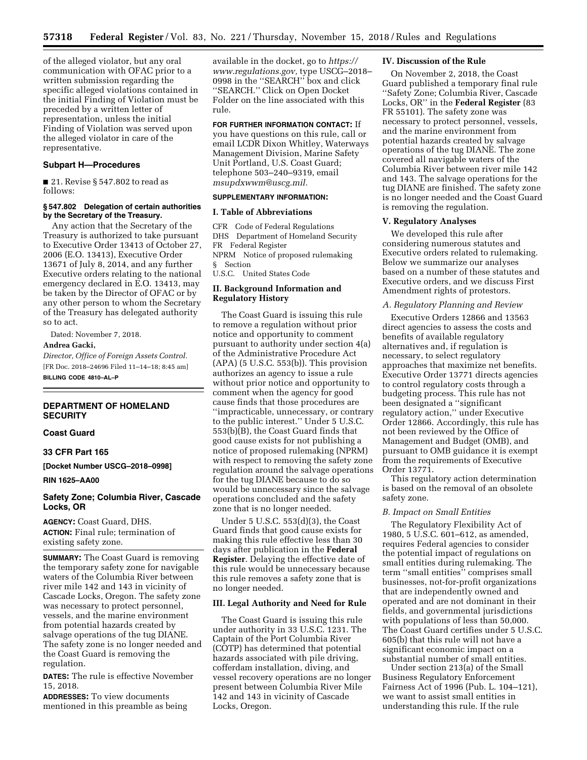of the alleged violator, but any oral communication with OFAC prior to a written submission regarding the specific alleged violations contained in the initial Finding of Violation must be preceded by a written letter of representation, unless the initial Finding of Violation was served upon the alleged violator in care of the representative.

### Subpart H—Procedures

■ 21. Revise § 547.802 to read as follows:

**§ 547.802 Delegation of certain authorities by the Secretary of the Treasury.**

Any action that the Secretary of the Treasury is authorized to take pursuant to Executive Order 13413 of October 27, 2006 (E.O. 13413), Executive Order 13671 of July 8, 2014, and any further Executive orders relating to the national emergency declared in E.O. 13413, may be taken by the Director of OFAC or by any other person to whom the Secretary of the Treasury has delegated authority so to act.

Dated: November 7, 2018.

**Andrea Gacki,**

*Director, Office of Foreign Assets Control.*

[FR Doc. 2018–24696 Filed 11–14–18; 8:45 am]

**BILLING CODE 4810–AL–P**

## DEPARTMENT OF HOMELAND SECURITY

### Coast Guard

### 33 CFR Part 165

**[Docket Number USCG–2018–0998]**

**RIN 1625–AA00**

## Safety Zone; Columbia River, Cascade Locks, OR

**AGENCY:** Coast Guard, DHS.

**ACTION:** Final rule; termination of existing safety zone.

**SUMMARY:** The Coast Guard is removing the temporary safety zone for navigable waters of the Columbia River between river mile 142 and 143 in vicinity of Cascade Locks, Oregon. The safety zone was necessary to protect personnel, vessels, and the marine environment from potential hazards created by salvage operations of the tug DIANE. The safety zone is no longer needed and the Coast Guard is removing the regulation.

**DATES:** The rule is effective November 15, 2018.

**ADDRESSES:** To view documents mentioned in this preamble as being available in the docket, go to *https://www.regulations.gov,* type USCG–2018–0998 in the ''SEARCH'' box and click ''SEARCH.'' Click on Open Docket Folder on the line associated with this rule.

**FOR FURTHER INFORMATION CONTACT:** If you have questions on this rule, call or email LCDR Dixon Whitley, Waterways Management Division, Marine Safety Unit Portland, U.S. Coast Guard; telephone 503–240–9319, email *msupdxwwm@uscg.mil.*

**SUPPLEMENTARY INFORMATION:**

### I. Table of Abbreviations

CFR Code of Federal Regulations
DHS Department of Homeland Security
FR Federal Register
NPRM Notice of proposed rulemaking
§ Section
U.S.C. United States Code

### II. Background Information and Regulatory History

The Coast Guard is issuing this rule to remove a regulation without prior notice and opportunity to comment pursuant to authority under section 4(a) of the Administrative Procedure Act (APA) (5 U.S.C. 553(b)). This provision authorizes an agency to issue a rule without prior notice and opportunity to comment when the agency for good cause finds that those procedures are ''impracticable, unnecessary, or contrary to the public interest.'' Under 5 U.S.C. 553(b)(B), the Coast Guard finds that good cause exists for not publishing a notice of proposed rulemaking (NPRM) with respect to removing the safety zone regulation around the salvage operations for the tug DIANE because to do so would be unnecessary since the salvage operations concluded and the safety zone that is no longer needed.

Under 5 U.S.C. 553(d)(3), the Coast Guard finds that good cause exists for making this rule effective less than 30 days after publication in the **Federal Register**. Delaying the effective date of this rule would be unnecessary because this rule removes a safety zone that is no longer needed.

### III. Legal Authority and Need for Rule

The Coast Guard is issuing this rule under authority in 33 U.S.C. 1231. The Captain of the Port Columbia River (COTP) has determined that potential hazards associated with pile driving, cofferdam installation, diving, and vessel recovery operations are no longer present between Columbia River Mile 142 and 143 in vicinity of Cascade Locks, Oregon.

### IV. Discussion of the Rule

On November 2, 2018, the Coast Guard published a temporary final rule ''Safety Zone; Columbia River, Cascade Locks, OR'' in the **Federal Register** (83 FR 55101). The safety zone was necessary to protect personnel, vessels, and the marine environment from potential hazards created by salvage operations of the tug DIANE. The zone covered all navigable waters of the Columbia River between river mile 142 and 143. The salvage operations for the tug DIANE are finished. The safety zone is no longer needed and the Coast Guard is removing the regulation.

### V. Regulatory Analyses

We developed this rule after considering numerous statutes and Executive orders related to rulemaking. Below we summarize our analyses based on a number of these statutes and Executive orders, and we discuss First Amendment rights of protestors.

*A. Regulatory Planning and Review*

Executive Orders 12866 and 13563 direct agencies to assess the costs and benefits of available regulatory alternatives and, if regulation is necessary, to select regulatory approaches that maximize net benefits. Executive Order 13771 directs agencies to control regulatory costs through a budgeting process. This rule has not been designated a ''significant regulatory action,'' under Executive Order 12866. Accordingly, this rule has not been reviewed by the Office of Management and Budget (OMB), and pursuant to OMB guidance it is exempt from the requirements of Executive Order 13771.

This regulatory action determination is based on the removal of an obsolete safety zone.

*B. Impact on Small Entities*

The Regulatory Flexibility Act of 1980, 5 U.S.C. 601–612, as amended, requires Federal agencies to consider the potential impact of regulations on small entities during rulemaking. The term ''small entities'' comprises small businesses, not-for-profit organizations that are independently owned and operated and are not dominant in their fields, and governmental jurisdictions with populations of less than 50,000. The Coast Guard certifies under 5 U.S.C. 605(b) that this rule will not have a significant economic impact on a substantial number of small entities.

Under section 213(a) of the Small Business Regulatory Enforcement Fairness Act of 1996 (Pub. L. 104–121), we want to assist small entities in understanding this rule. If the rule